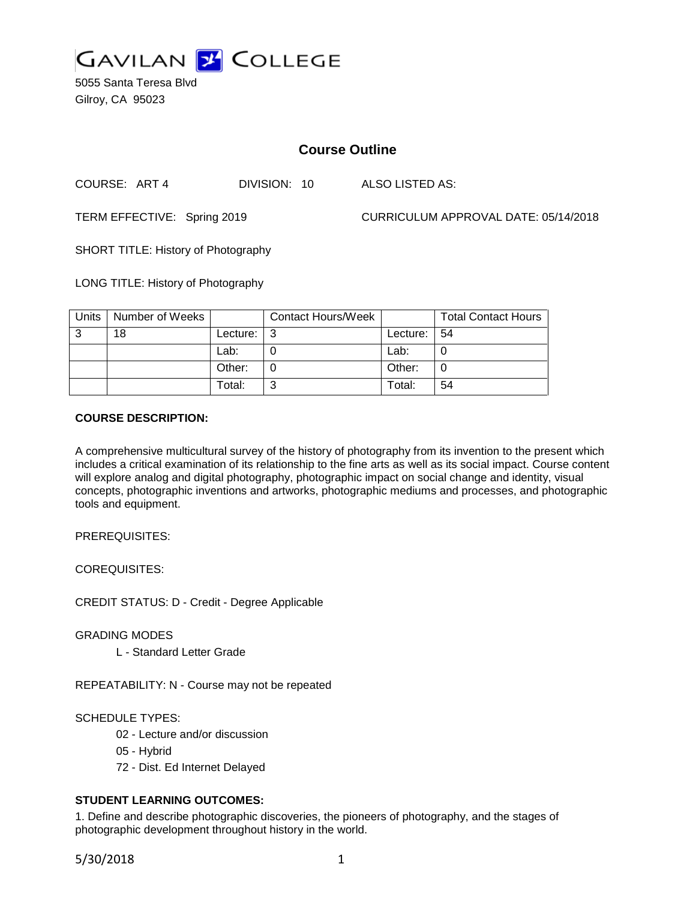# GAVILAN COLLEGE

5055 Santa Teresa Blvd
Gilroy, CA 95023

## Course Outline

COURSE: ART 4 DIVISION: 10 ALSO LISTED AS:

TERM EFFECTIVE: Spring 2019 CURRICULUM APPROVAL DATE: 05/14/2018

SHORT TITLE: History of Photography

LONG TITLE: History of Photography

| Units | Number of Weeks | | Contact Hours/Week | | Total Contact Hours |
|---|---|---|---|---|---|
| 3 | 18 | Lecture: | 3 | Lecture: | 54 |
| | | Lab: | 0 | Lab: | 0 |
| | | Other: | 0 | Other: | 0 |
| | | Total: | 3 | Total: | 54 |

**COURSE DESCRIPTION:**

A comprehensive multicultural survey of the history of photography from its invention to the present which includes a critical examination of its relationship to the fine arts as well as its social impact. Course content will explore analog and digital photography, photographic impact on social change and identity, visual concepts, photographic inventions and artworks, photographic mediums and processes, and photographic tools and equipment.

PREREQUISITES:

COREQUISITES:

CREDIT STATUS: D - Credit - Degree Applicable

GRADING MODES

L - Standard Letter Grade

REPEATABILITY: N - Course may not be repeated

SCHEDULE TYPES:

02 - Lecture and/or discussion

05 - Hybrid

72 - Dist. Ed Internet Delayed

**STUDENT LEARNING OUTCOMES:**

1. Define and describe photographic discoveries, the pioneers of photography, and the stages of photographic development throughout history in the world.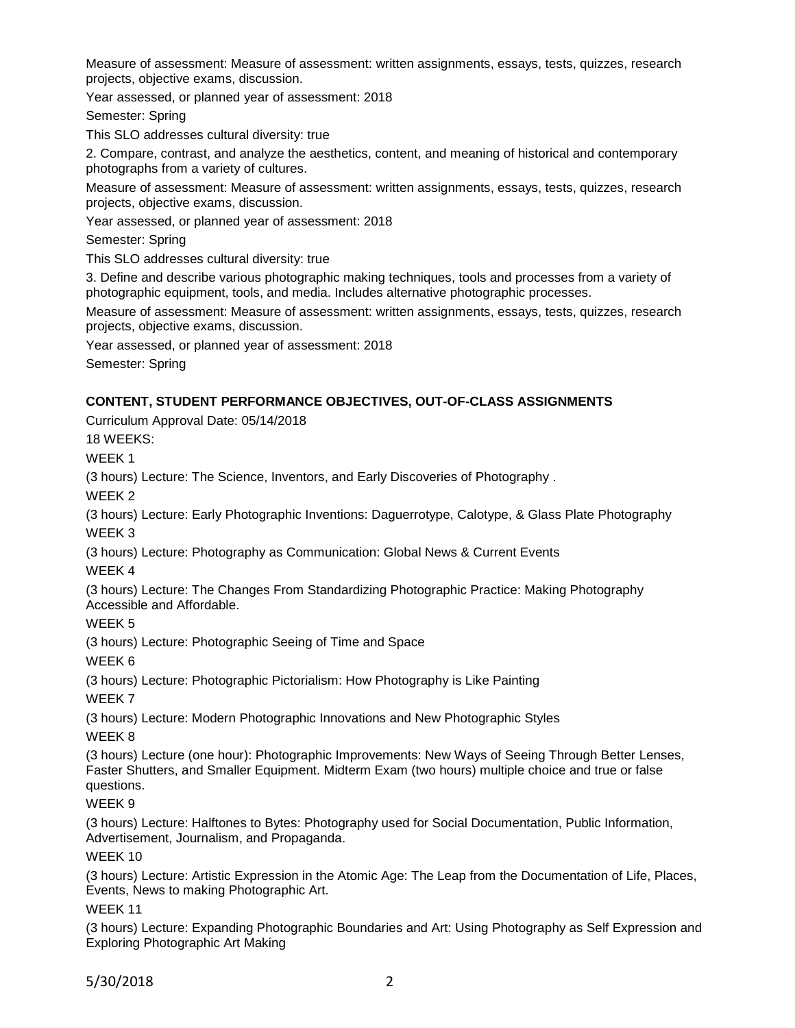Measure of assessment: Measure of assessment: written assignments, essays, tests, quizzes, research projects, objective exams, discussion.

Year assessed, or planned year of assessment: 2018

Semester: Spring

This SLO addresses cultural diversity: true

2. Compare, contrast, and analyze the aesthetics, content, and meaning of historical and contemporary photographs from a variety of cultures.

Measure of assessment: Measure of assessment: written assignments, essays, tests, quizzes, research projects, objective exams, discussion.

Year assessed, or planned year of assessment: 2018

Semester: Spring

This SLO addresses cultural diversity: true

3. Define and describe various photographic making techniques, tools and processes from a variety of photographic equipment, tools, and media. Includes alternative photographic processes.

Measure of assessment: Measure of assessment: written assignments, essays, tests, quizzes, research projects, objective exams, discussion.

Year assessed, or planned year of assessment: 2018

Semester: Spring

**CONTENT, STUDENT PERFORMANCE OBJECTIVES, OUT-OF-CLASS ASSIGNMENTS**

Curriculum Approval Date: 05/14/2018

18 WEEKS:

WEEK 1

(3 hours) Lecture: The Science, Inventors, and Early Discoveries of Photography .

WEEK 2

(3 hours) Lecture: Early Photographic Inventions: Daguerrotype, Calotype, & Glass Plate Photography

WEEK 3

(3 hours) Lecture: Photography as Communication: Global News & Current Events

WEEK 4

(3 hours) Lecture: The Changes From Standardizing Photographic Practice: Making Photography Accessible and Affordable.

WEEK 5

(3 hours) Lecture: Photographic Seeing of Time and Space

WEEK 6

(3 hours) Lecture: Photographic Pictorialism: How Photography is Like Painting

WEEK 7

(3 hours) Lecture: Modern Photographic Innovations and New Photographic Styles

WEEK 8

(3 hours) Lecture (one hour): Photographic Improvements: New Ways of Seeing Through Better Lenses, Faster Shutters, and Smaller Equipment. Midterm Exam (two hours) multiple choice and true or false questions.

WEEK 9

(3 hours) Lecture: Halftones to Bytes: Photography used for Social Documentation, Public Information, Advertisement, Journalism, and Propaganda.

WEEK 10

(3 hours) Lecture: Artistic Expression in the Atomic Age: The Leap from the Documentation of Life, Places, Events, News to making Photographic Art.

WEEK 11

(3 hours) Lecture: Expanding Photographic Boundaries and Art: Using Photography as Self Expression and Exploring Photographic Art Making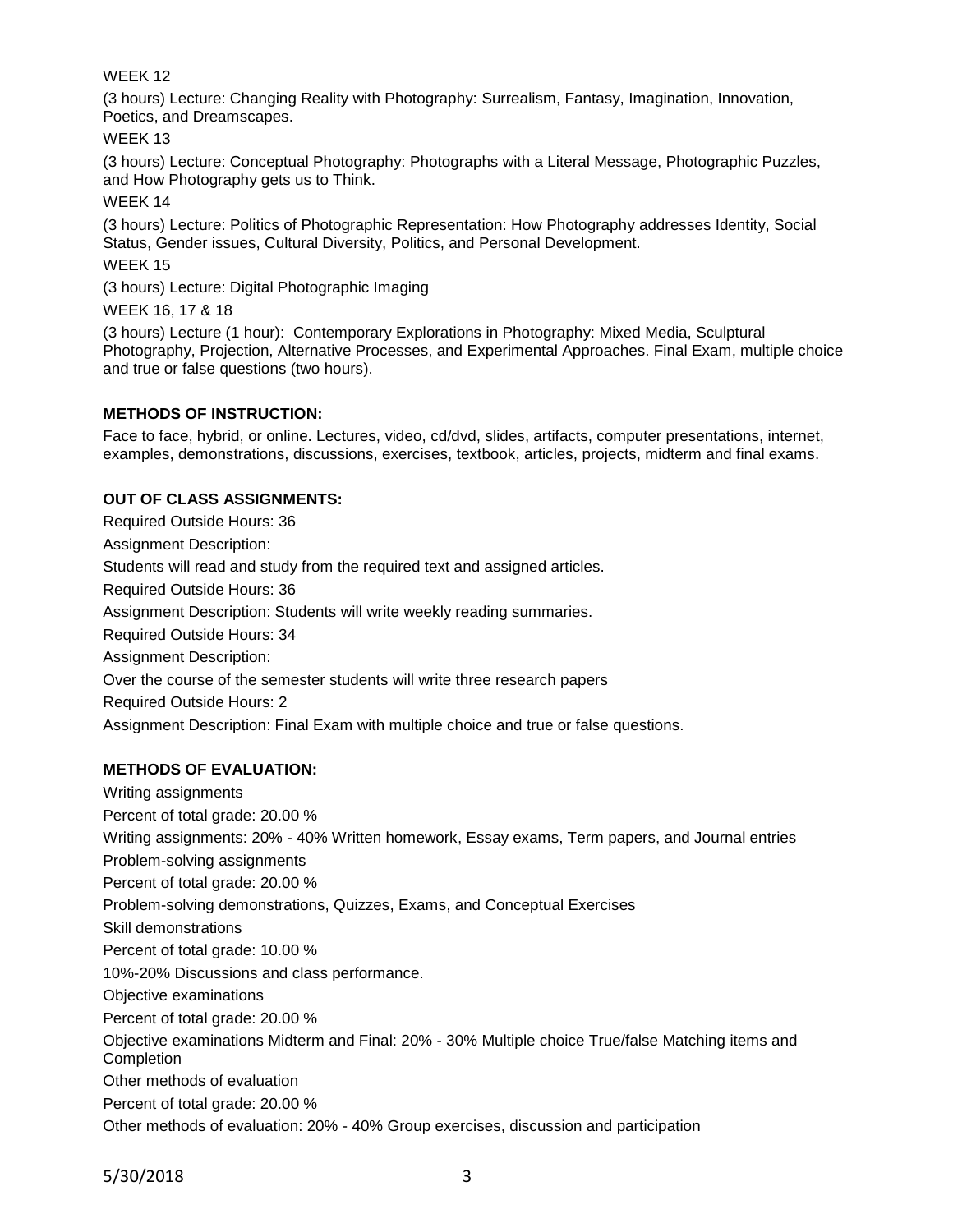WEEK 12

(3 hours) Lecture: Changing Reality with Photography: Surrealism, Fantasy, Imagination, Innovation, Poetics, and Dreamscapes.

WEEK 13

(3 hours) Lecture: Conceptual Photography: Photographs with a Literal Message, Photographic Puzzles, and How Photography gets us to Think.

WEEK 14

(3 hours) Lecture: Politics of Photographic Representation: How Photography addresses Identity, Social Status, Gender issues, Cultural Diversity, Politics, and Personal Development.

WEEK 15

(3 hours) Lecture: Digital Photographic Imaging

WEEK 16, 17 & 18

(3 hours) Lecture (1 hour): Contemporary Explorations in Photography: Mixed Media, Sculptural Photography, Projection, Alternative Processes, and Experimental Approaches. Final Exam, multiple choice and true or false questions (two hours).

## METHODS OF INSTRUCTION:

Face to face, hybrid, or online. Lectures, video, cd/dvd, slides, artifacts, computer presentations, internet, examples, demonstrations, discussions, exercises, textbook, articles, projects, midterm and final exams.

## OUT OF CLASS ASSIGNMENTS:

Required Outside Hours: 36

Assignment Description:

Students will read and study from the required text and assigned articles.

Required Outside Hours: 36

Assignment Description: Students will write weekly reading summaries.

Required Outside Hours: 34

Assignment Description:

Over the course of the semester students will write three research papers

Required Outside Hours: 2

Assignment Description: Final Exam with multiple choice and true or false questions.

## METHODS OF EVALUATION:

Writing assignments

Percent of total grade: 20.00 %

Writing assignments: 20% - 40% Written homework, Essay exams, Term papers, and Journal entries

Problem-solving assignments

Percent of total grade: 20.00 %

Problem-solving demonstrations, Quizzes, Exams, and Conceptual Exercises

Skill demonstrations

Percent of total grade: 10.00 %

10%-20% Discussions and class performance.

Objective examinations

Percent of total grade: 20.00 %

Objective examinations Midterm and Final: 20% - 30% Multiple choice True/false Matching items and Completion

Other methods of evaluation

Percent of total grade: 20.00 %

Other methods of evaluation: 20% - 40% Group exercises, discussion and participation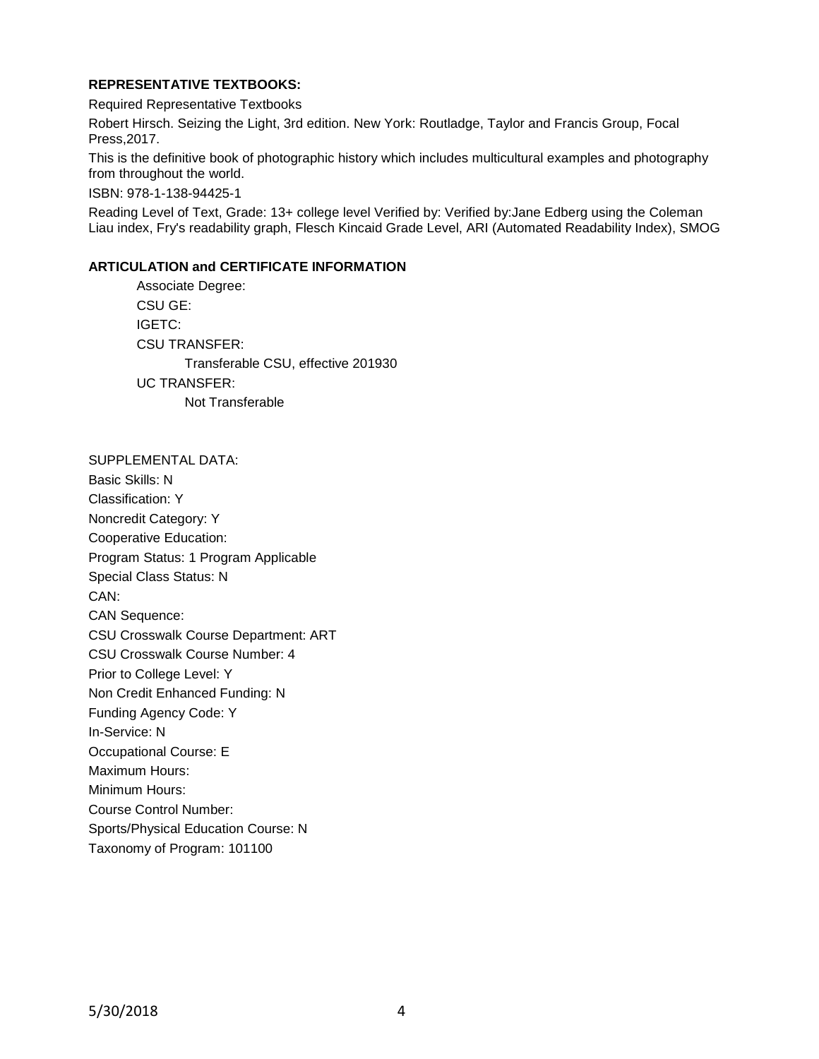**REPRESENTATIVE TEXTBOOKS:**

Required Representative Textbooks

Robert Hirsch. Seizing the Light, 3rd edition. New York: Routladge, Taylor and Francis Group, Focal Press,2017.

This is the definitive book of photographic history which includes multicultural examples and photography from throughout the world.

ISBN: 978-1-138-94425-1

Reading Level of Text, Grade: 13+ college level Verified by: Verified by:Jane Edberg using the Coleman Liau index, Fry's readability graph, Flesch Kincaid Grade Level, ARI (Automated Readability Index), SMOG

**ARTICULATION and CERTIFICATE INFORMATION**

Associate Degree:
CSU GE:
IGETC:
CSU TRANSFER:
    Transferable CSU, effective 201930
UC TRANSFER:
    Not Transferable

SUPPLEMENTAL DATA:
Basic Skills: N
Classification: Y
Noncredit Category: Y
Cooperative Education:
Program Status: 1 Program Applicable
Special Class Status: N
CAN:
CAN Sequence:
CSU Crosswalk Course Department: ART
CSU Crosswalk Course Number: 4
Prior to College Level: Y
Non Credit Enhanced Funding: N
Funding Agency Code: Y
In-Service: N
Occupational Course: E
Maximum Hours:
Minimum Hours:
Course Control Number:
Sports/Physical Education Course: N
Taxonomy of Program: 101100